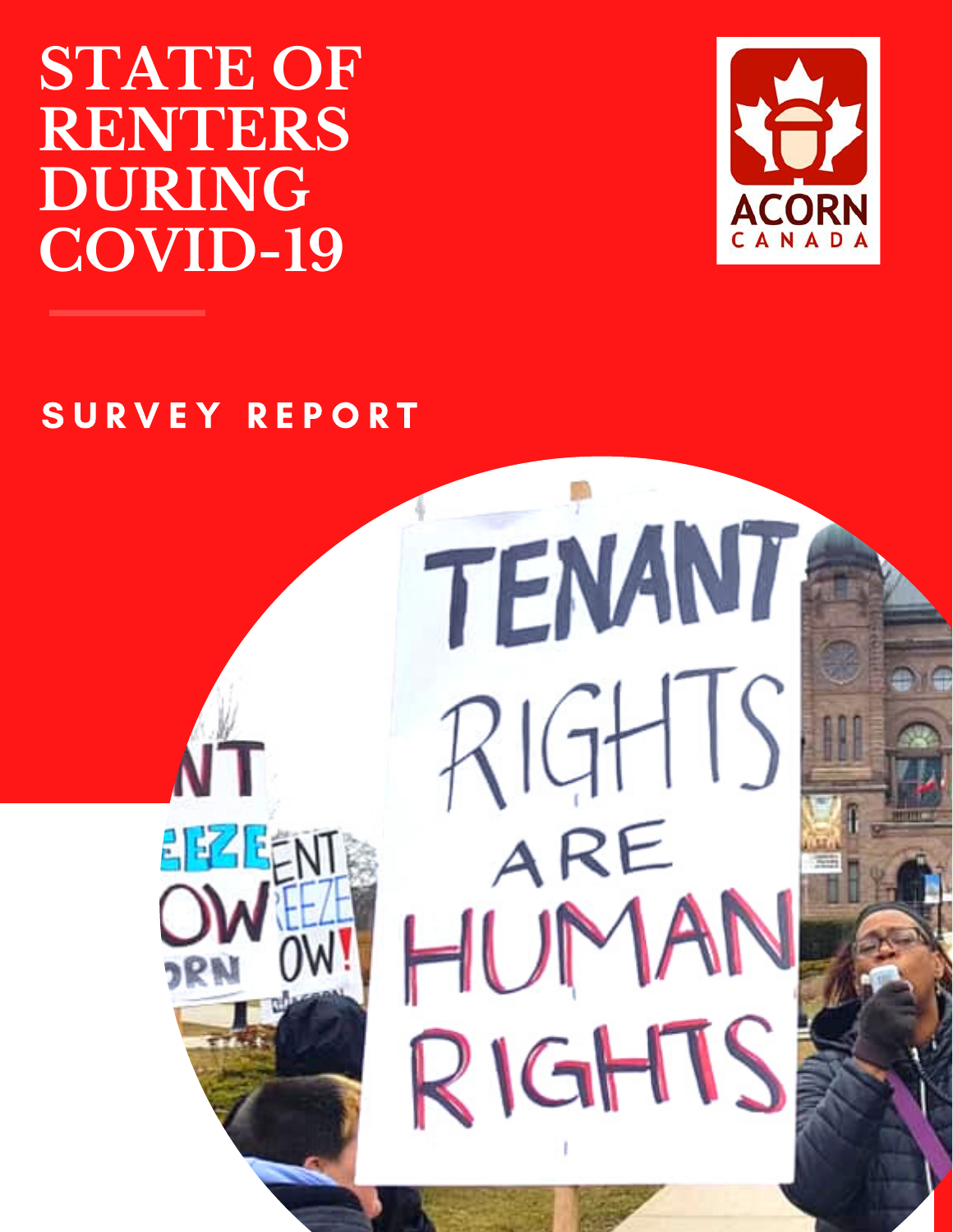# STATE OF RENTERS DURING COVID-19

ACORN CANADA

## SURVEY REPORT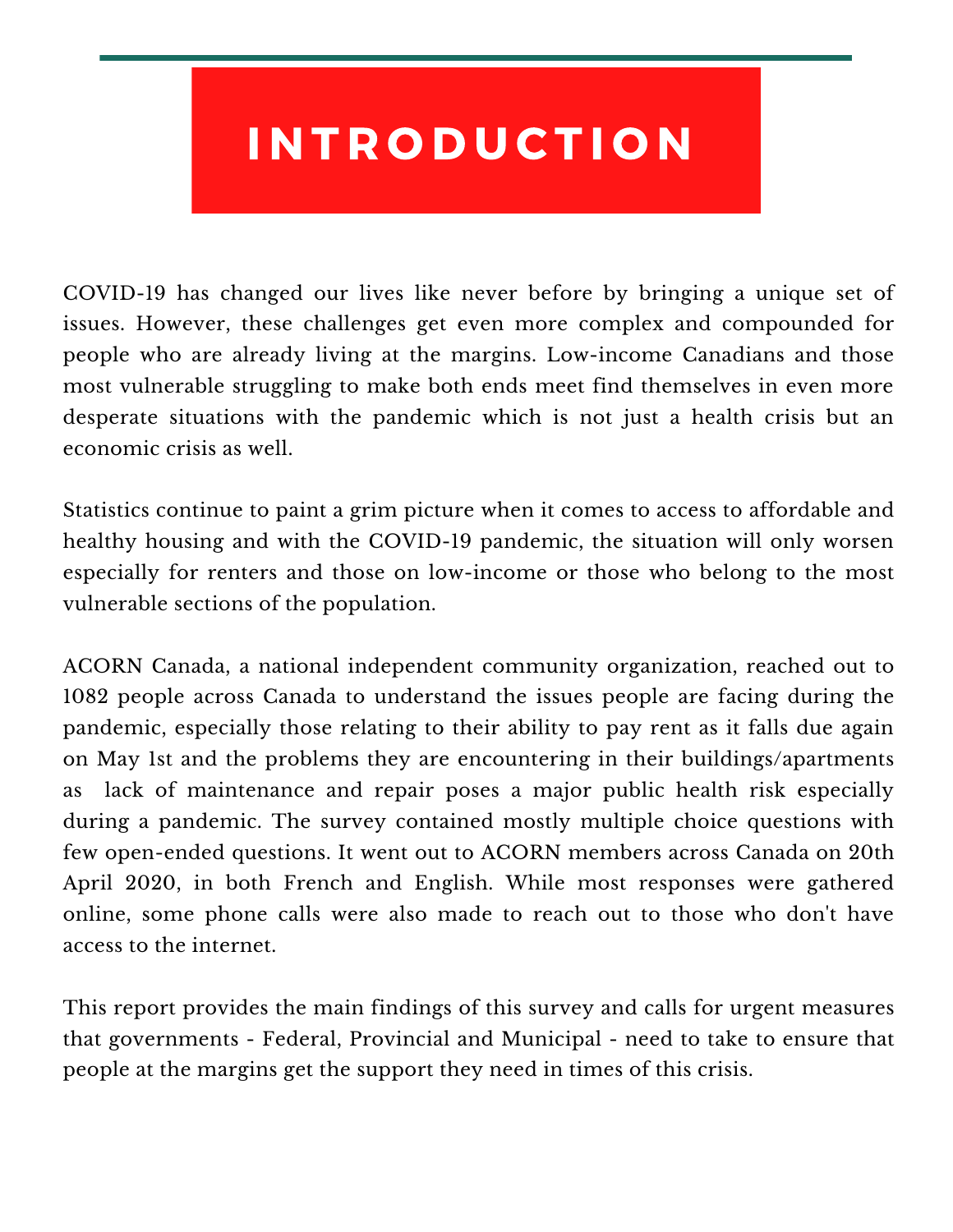# INTRODUCTION

COVID-19 has changed our lives like never before by bringing a unique set of issues. However, these challenges get even more complex and compounded for people who are already living at the margins. Low-income Canadians and those most vulnerable struggling to make both ends meet find themselves in even more desperate situations with the pandemic which is not just a health crisis but an economic crisis as well.

Statistics continue to paint a grim picture when it comes to access to affordable and healthy housing and with the COVID-19 pandemic, the situation will only worsen especially for renters and those on low-income or those who belong to the most vulnerable sections of the population.

ACORN Canada, a national independent community organization, reached out to 1082 people across Canada to understand the issues people are facing during the pandemic, especially those relating to their ability to pay rent as it falls due again on May 1st and the problems they are encountering in their buildings/apartments as lack of maintenance and repair poses a major public health risk especially during a pandemic. The survey contained mostly multiple choice questions with few open-ended questions. It went out to ACORN members across Canada on 20th April 2020, in both French and English. While most responses were gathered online, some phone calls were also made to reach out to those who don't have access to the internet.

This report provides the main findings of this survey and calls for urgent measures that governments - Federal, Provincial and Municipal - need to take to ensure that people at the margins get the support they need in times of this crisis.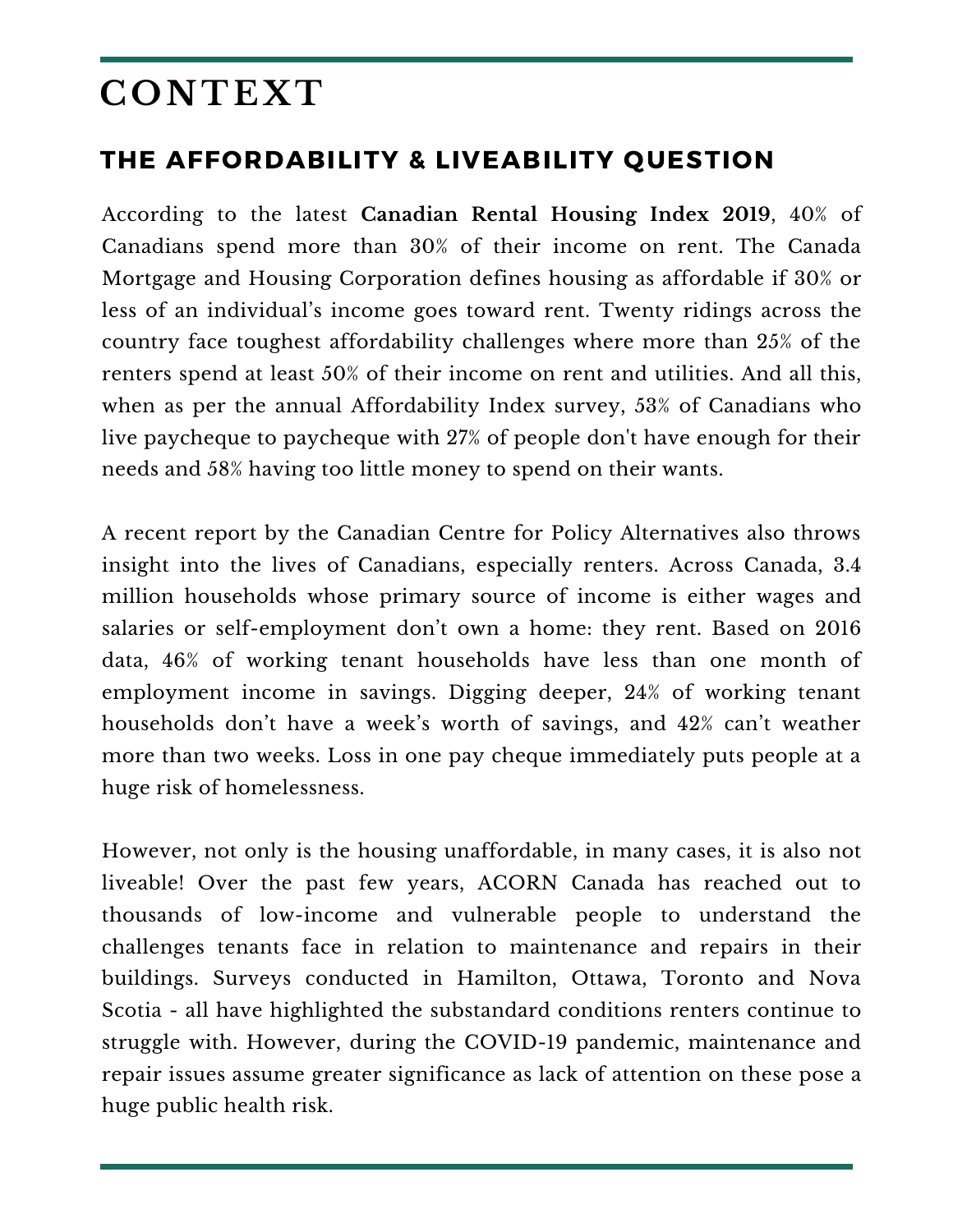# CONTEXT

## THE AFFORDABILITY & LIVEABILITY QUESTION

According to the latest **Canadian Rental Housing Index 2019**, 40% of Canadians spend more than 30% of their income on rent. The Canada Mortgage and Housing Corporation defines housing as affordable if 30% or less of an individual's income goes toward rent. Twenty ridings across the country face toughest affordability challenges where more than 25% of the renters spend at least 50% of their income on rent and utilities. And all this, when as per the annual Affordability Index survey, 53% of Canadians who live paycheque to paycheque with 27% of people don't have enough for their needs and 58% having too little money to spend on their wants.

A recent report by the Canadian Centre for Policy Alternatives also throws insight into the lives of Canadians, especially renters. Across Canada, 3.4 million households whose primary source of income is either wages and salaries or self-employment don't own a home: they rent. Based on 2016 data, 46% of working tenant households have less than one month of employment income in savings. Digging deeper, 24% of working tenant households don't have a week's worth of savings, and 42% can't weather more than two weeks. Loss in one pay cheque immediately puts people at a huge risk of homelessness.

However, not only is the housing unaffordable, in many cases, it is also not liveable! Over the past few years, ACORN Canada has reached out to thousands of low-income and vulnerable people to understand the challenges tenants face in relation to maintenance and repairs in their buildings. Surveys conducted in Hamilton, Ottawa, Toronto and Nova Scotia - all have highlighted the substandard conditions renters continue to struggle with. However, during the COVID-19 pandemic, maintenance and repair issues assume greater significance as lack of attention on these pose a huge public health risk.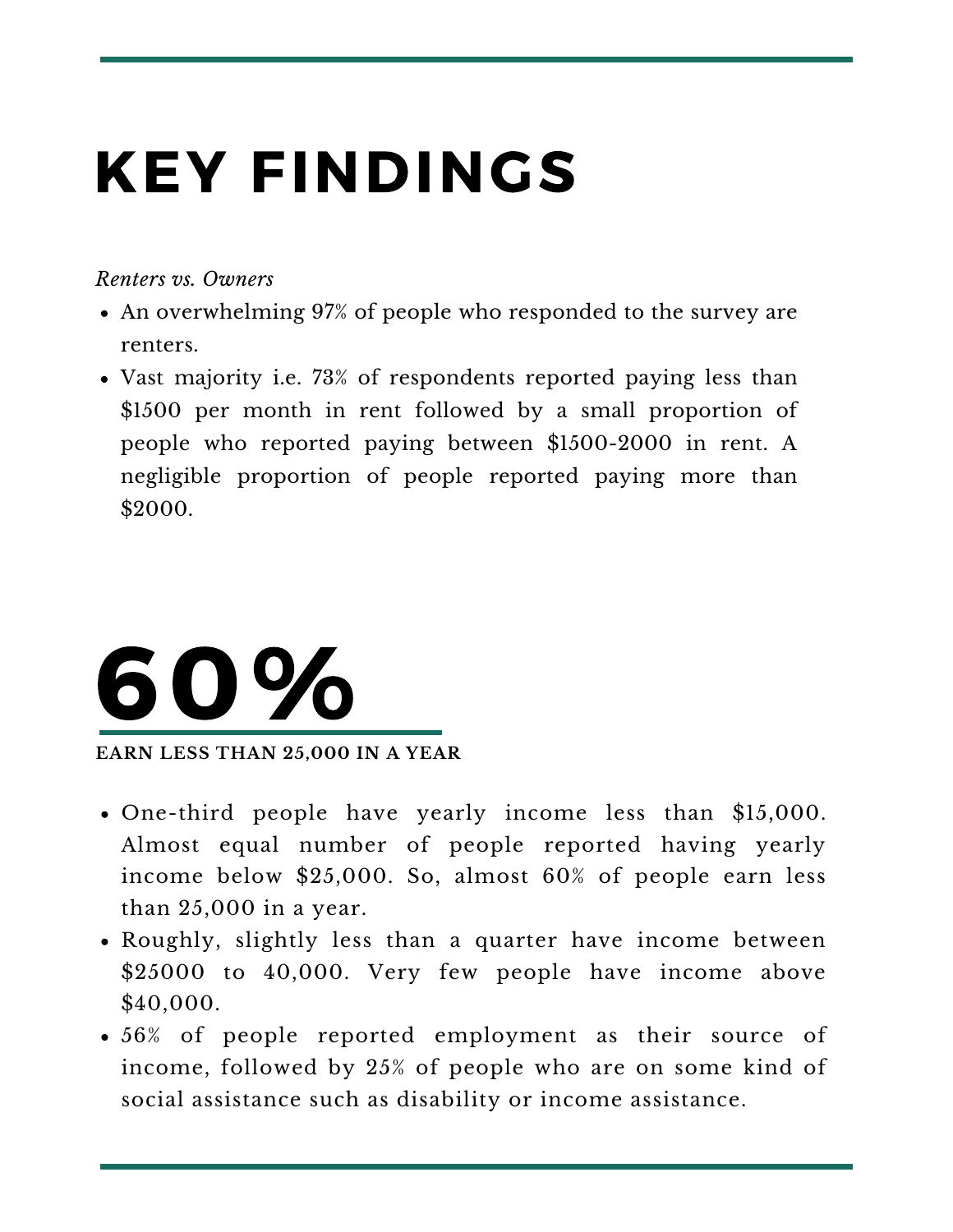# KEY FINDINGS

*Renters vs. Owners*

- An overwhelming 97% of people who responded to the survey are renters.
- Vast majority i.e. 73% of respondents reported paying less than $1500 per month in rent followed by a small proportion of people who reported paying between $1500-2000 in rent. A negligible proportion of people reported paying more than $2000.

# 60%

**EARN LESS THAN 25,000 IN A YEAR**

- One-third people have yearly income less than $15,000. Almost equal number of people reported having yearly income below $25,000. So, almost 60% of people earn less than 25,000 in a year.
- Roughly, slightly less than a quarter have income between $25000 to 40,000. Very few people have income above $40,000.
- 56% of people reported employment as their source of income, followed by 25% of people who are on some kind of social assistance such as disability or income assistance.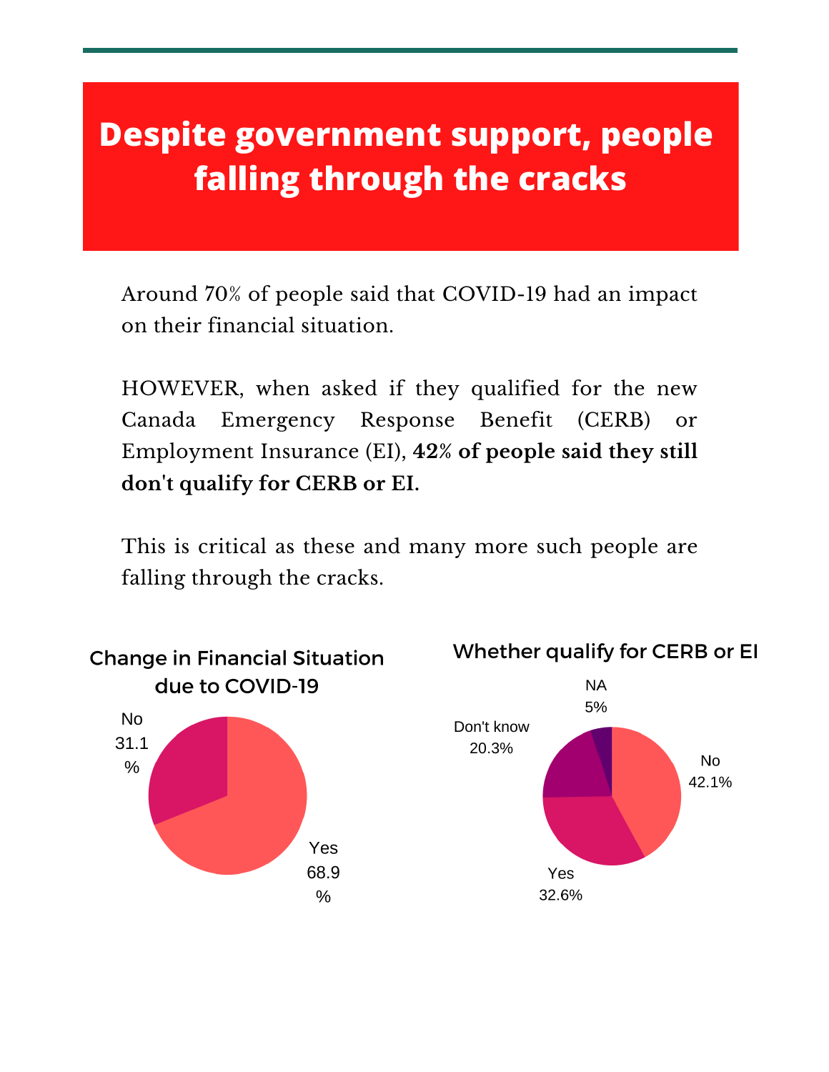# Despite government support, people falling through the cracks

Around 70% of people said that COVID-19 had an impact on their financial situation.

HOWEVER, when asked if they qualified for the new Canada Emergency Response Benefit (CERB) or Employment Insurance (EI), **42% of people said they still don't qualify for CERB or EI.**

This is critical as these and many more such people are falling through the cracks.

**Change in Financial Situation due to COVID-19**

| Response | Percentage |
| --- | --- |
| Yes | 68.9% |
| No | 31.1% |

**Whether qualify for CERB or EI**

| Response | Percentage |
| --- | --- |
| No | 42.1% |
| Yes | 32.6% |
| Don't know | 20.3% |
| NA | 5% |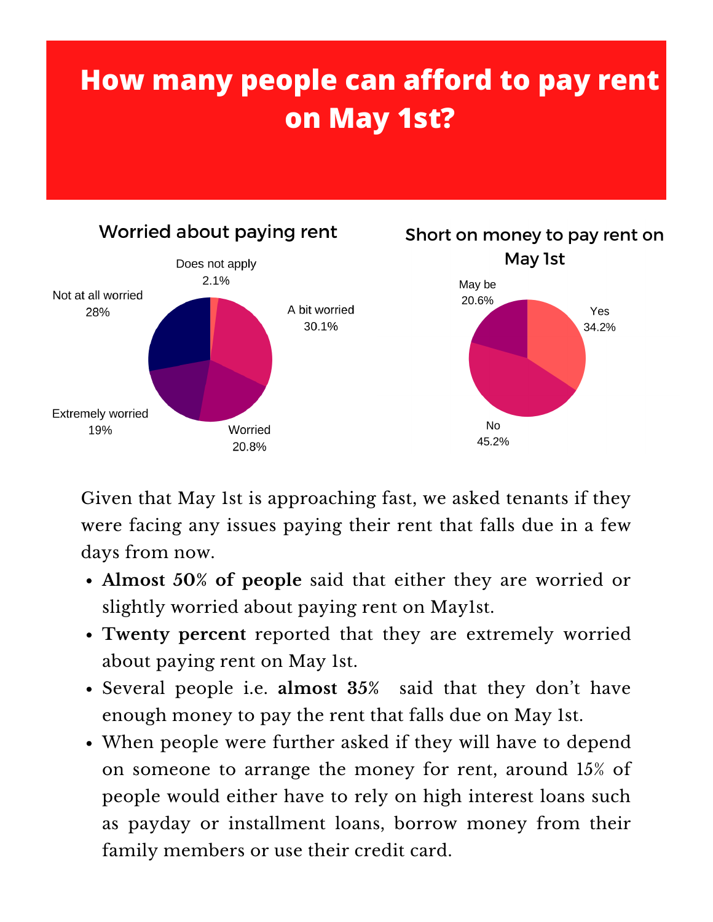# How many people can afford to pay rent on May 1st?

**Worried about paying rent**

- Does not apply: 2.1%
- A bit worried: 30.1%
- Worried: 20.8%
- Extremely worried: 19%
- Not at all worried: 28%

**Short on money to pay rent on May 1st**

- Yes: 34.2%
- No: 45.2%
- May be: 20.6%

Given that May 1st is approaching fast, we asked tenants if they were facing any issues paying their rent that falls due in a few days from now.

- **Almost 50% of people** said that either they are worried or slightly worried about paying rent on May1st.
- **Twenty percent** reported that they are extremely worried about paying rent on May 1st.
- Several people i.e. **almost 35%** said that they don't have enough money to pay the rent that falls due on May 1st.
- When people were further asked if they will have to depend on someone to arrange the money for rent, around 15% of people would either have to rely on high interest loans such as payday or installment loans, borrow money from their family members or use their credit card.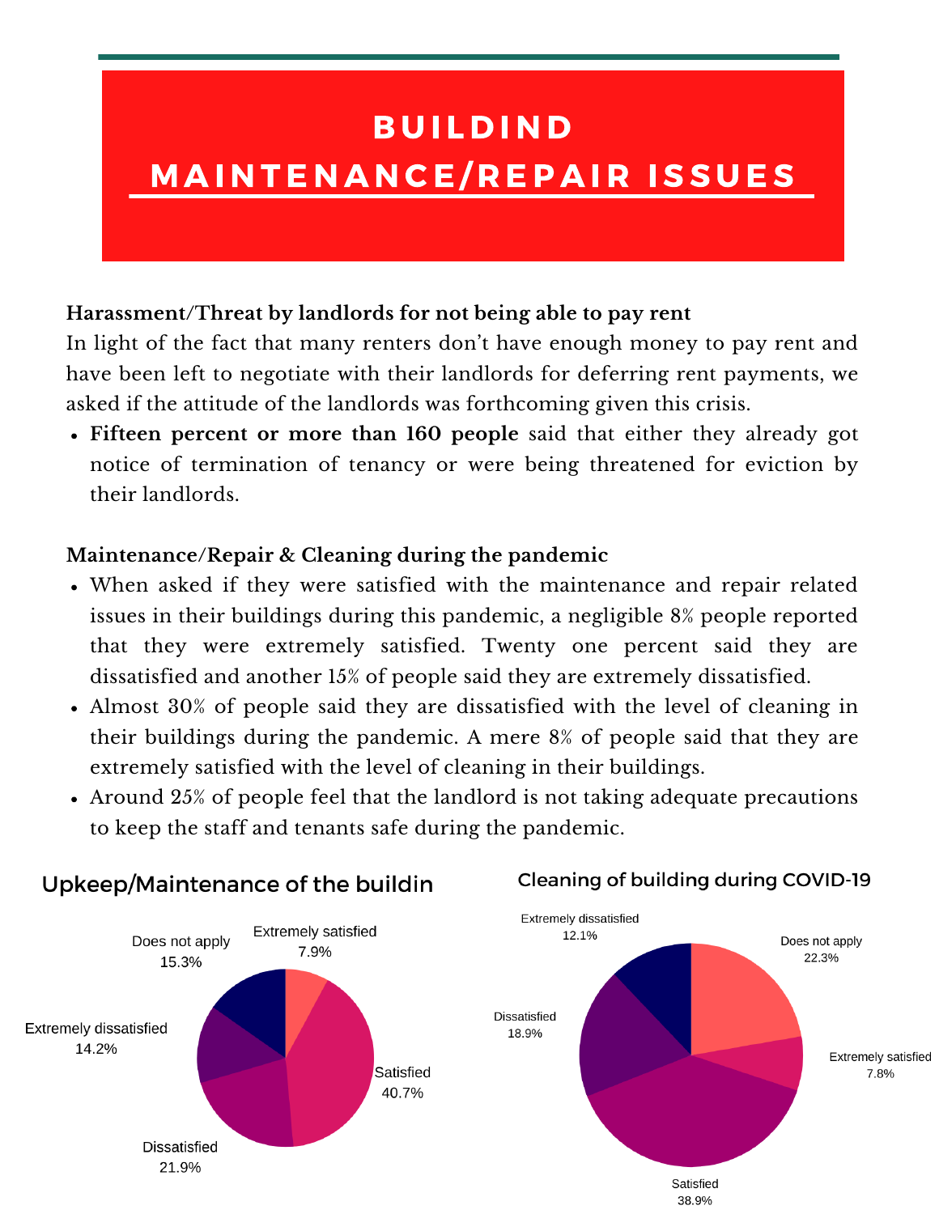# BUILDIND MAINTENANCE/REPAIR ISSUES

**Harassment/Threat by landlords for not being able to pay rent**

In light of the fact that many renters don't have enough money to pay rent and have been left to negotiate with their landlords for deferring rent payments, we asked if the attitude of the landlords was forthcoming given this crisis.

- **Fifteen percent or more than 160 people** said that either they already got notice of termination of tenancy or were being threatened for eviction by their landlords.

**Maintenance/Repair & Cleaning during the pandemic**

- When asked if they were satisfied with the maintenance and repair related issues in their buildings during this pandemic, a negligible 8% people reported that they were extremely satisfied. Twenty one percent said they are dissatisfied and another 15% of people said they are extremely dissatisfied.
- Almost 30% of people said they are dissatisfied with the level of cleaning in their buildings during the pandemic. A mere 8% of people said that they are extremely satisfied with the level of cleaning in their buildings.
- Around 25% of people feel that the landlord is not taking adequate precautions to keep the staff and tenants safe during the pandemic.

**Upkeep/Maintenance of the buildin**

| Response | Percentage |
|---|---|
| Extremely satisfied | 7.9% |
| Satisfied | 40.7% |
| Dissatisfied | 21.9% |
| Extremely dissatisfied | 14.2% |
| Does not apply | 15.3% |

**Cleaning of building during COVID-19**

| Response | Percentage |
|---|---|
| Does not apply | 22.3% |
| Extremely satisfied | 7.8% |
| Satisfied | 38.9% |
| Dissatisfied | 18.9% |
| Extremely dissatisfied | 12.1% |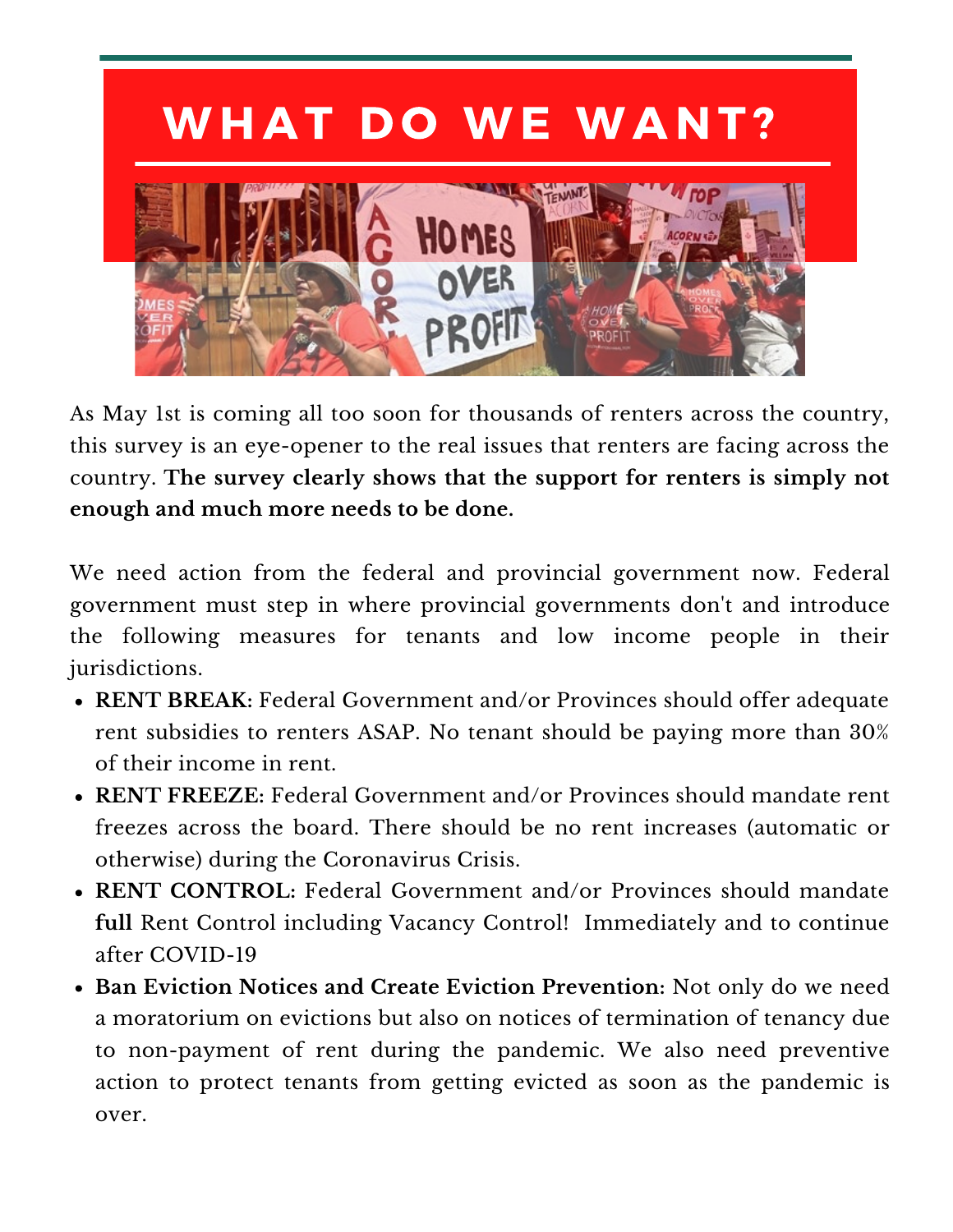# WHAT DO WE WANT?

As May 1st is coming all too soon for thousands of renters across the country, this survey is an eye-opener to the real issues that renters are facing across the country. **The survey clearly shows that the support for renters is simply not enough and much more needs to be done.**

We need action from the federal and provincial government now. Federal government must step in where provincial governments don't and introduce the following measures for tenants and low income people in their jurisdictions.

- **RENT BREAK:** Federal Government and/or Provinces should offer adequate rent subsidies to renters ASAP. No tenant should be paying more than 30% of their income in rent.
- **RENT FREEZE:** Federal Government and/or Provinces should mandate rent freezes across the board. There should be no rent increases (automatic or otherwise) during the Coronavirus Crisis.
- **RENT CONTROL:** Federal Government and/or Provinces should mandate **full** Rent Control including Vacancy Control! Immediately and to continue after COVID-19
- **Ban Eviction Notices and Create Eviction Prevention:** Not only do we need a moratorium on evictions but also on notices of termination of tenancy due to non-payment of rent during the pandemic. We also need preventive action to protect tenants from getting evicted as soon as the pandemic is over.